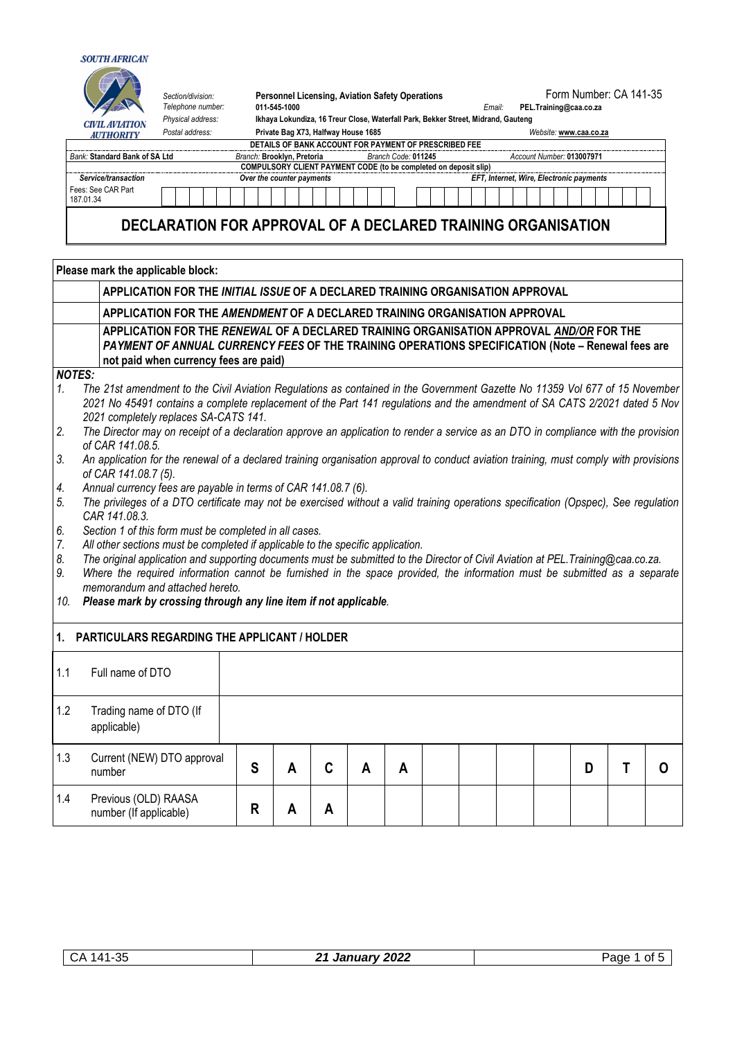SOUTH AFRICAN CIVIL AVIATION AUTHORITY

| | | | |
|---|---|---|---|
| *Section/division:* | **Personnel Licensing, Aviation Safety Operations** | | Form Number: CA 141-35 |
| *Telephone number:* | **011-545-1000** | *Email:* | **PEL.Training@caa.co.za** |
| *Physical address:* | **Ikhaya Lokundiza, 16 Treur Close, Waterfall Park, Bekker Street, Midrand, Gauteng** | | |
| *Postal address:* | **Private Bag X73, Halfway House 1685** | *Website:* | **www.caa.co.za** |

| DETAILS OF BANK ACCOUNT FOR PAYMENT OF PRESCRIBED FEE | | | |
|---|---|---|---|
| *Bank:* **Standard Bank of SA Ltd** | *Branch:* **Brooklyn, Pretoria** | *Branch Code:* **011245** | *Account Number:* **013007971** |
| **COMPULSORY CLIENT PAYMENT CODE (to be completed on deposit slip)** | | | |
| ***Service/transaction*** | ***Over the counter payments*** | | ***EFT, Internet, Wire, Electronic payments*** |
| Fees: See CAR Part 187.01.34 | | | |

# DECLARATION FOR APPROVAL OF A DECLARED TRAINING ORGANISATION

**Please mark the applicable block:**

| | |
|---|---|
| | **APPLICATION FOR THE *INITIAL ISSUE* OF A DECLARED TRAINING ORGANISATION APPROVAL** |
| | **APPLICATION FOR THE *AMENDMENT* OF A DECLARED TRAINING ORGANISATION APPROVAL** |
| | **APPLICATION FOR THE *RENEWAL* OF A DECLARED TRAINING ORGANISATION APPROVAL *AND/OR* FOR THE *PAYMENT OF ANNUAL CURRENCY FEES* OF THE TRAINING OPERATIONS SPECIFICATION (Note – Renewal fees are not paid when currency fees are paid)** |

***NOTES:***

1. *The 21st amendment to the Civil Aviation Regulations as contained in the Government Gazette No 11359 Vol 677 of 15 November 2021 No 45491 contains a complete replacement of the Part 141 regulations and the amendment of SA CATS 2/2021 dated 5 Nov 2021 completely replaces SA-CATS 141.*
2. *The Director may on receipt of a declaration approve an application to render a service as an DTO in compliance with the provision of CAR 141.08.5.*
3. *An application for the renewal of a declared training organisation approval to conduct aviation training, must comply with provisions of CAR 141.08.7 (5).*
4. *Annual currency fees are payable in terms of CAR 141.08.7 (6).*
5. *The privileges of a DTO certificate may not be exercised without a valid training operations specification (Opspec), See regulation CAR 141.08.3.*
6. *Section 1 of this form must be completed in all cases.*
7. *All other sections must be completed if applicable to the specific application.*
8. *The original application and supporting documents must be submitted to the Director of Civil Aviation at PEL.Training@caa.co.za.*
9. *Where the required information cannot be furnished in the space provided, the information must be submitted as a separate memorandum and attached hereto.*
10. ***Please mark by crossing through any line item if not applicable.***

## 1. PARTICULARS REGARDING THE APPLICANT / HOLDER

| | | | | | | | | | | | | | |
|---|---|---|---|---|---|---|---|---|---|---|---|---|---|
| 1.1 | Full name of DTO | | | | | | | | | | | | |
| 1.2 | Trading name of DTO (If applicable) | | | | | | | | | | | | |
| 1.3 | Current (NEW) DTO approval number | **S** | **A** | **C** | **A** | **A** | | | | | **D** | **T** | **O** |
| 1.4 | Previous (OLD) RAASA number (If applicable) | **R** | **A** | **A** | | | | | | | | | |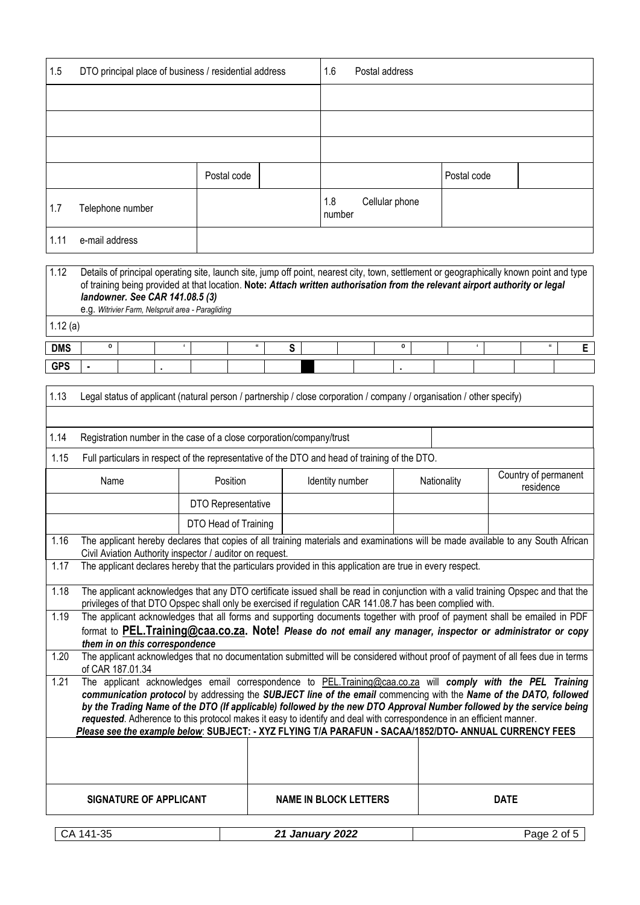| 1.5 DTO principal place of business / residential address | | | 1.6 Postal address | | |
|---|---|---|---|---|---|
| | | | | | |
| | | | | | |
| | | | | | |
| | Postal code | | | Postal code | |
| 1.7 Telephone number | | | 1.8 Cellular phone number | | |
| 1.11 e-mail address | | | | | |

1.12 Details of principal operating site, launch site, jump off point, nearest city, town, settlement or geographically known point and type of training being provided at that location. **Note:** ***Attach written authorisation from the relevant airport authority or legal landowner. See CAR 141.08.5 (3)***

e.g. *Witrivier Farm, Nelspruit area - Paragliding*

1.12 (a)

| DMS | ° | | ' | | " | S | | | ° | | ' | | " | E |
|---|---|---|---|---|---|---|---|---|---|---|---|---|---|---|
| GPS | - | | . | | | | | | . | | | | | |

1.13 Legal status of applicant (natural person / partnership / close corporation / company / organisation / other specify)

1.14 Registration number in the case of a close corporation/company/trust

1.15 Full particulars in respect of the representative of the DTO and head of training of the DTO.

| Name | Position | Identity number | Nationality | Country of permanent residence |
|---|---|---|---|---|
| | DTO Representative | | | |
| | DTO Head of Training | | | |

1.16 The applicant hereby declares that copies of all training materials and examinations will be made available to any South African Civil Aviation Authority inspector / auditor on request.

1.17 The applicant declares hereby that the particulars provided in this application are true in every respect.

1.18 The applicant acknowledges that any DTO certificate issued shall be read in conjunction with a valid training Opspec and that the privileges of that DTO Opspec shall only be exercised if regulation CAR 141.08.7 has been complied with.

1.19 The applicant acknowledges that all forms and supporting documents together with proof of payment shall be emailed in PDF format to **PEL.Training@caa.co.za**. **Note!** ***Please do not email any manager, inspector or administrator or copy them in on this correspondence***

1.20 The applicant acknowledges that no documentation submitted will be considered without proof of payment of all fees due in terms of CAR 187.01.34

1.21 The applicant acknowledges email correspondence to PEL.Training@caa.co.za will ***comply with the PEL Training communication protocol*** by addressing the ***SUBJECT line of the email*** commencing with the ***Name of the DATO, followed by the Trading Name of the DTO (If applicable) followed by the new DTO Approval Number followed by the service being requested***. Adherence to this protocol makes it easy to identify and deal with correspondence in an efficient manner.

***Please see the example below*: SUBJECT: - XYZ FLYING T/A PARAFUN - SACAA/1852/DTO- ANNUAL CURRENCY FEES**

| | | |
|---|---|---|
| **SIGNATURE OF APPLICANT** | **NAME IN BLOCK LETTERS** | **DATE** |

CA 141-35 | ***21 January 2022***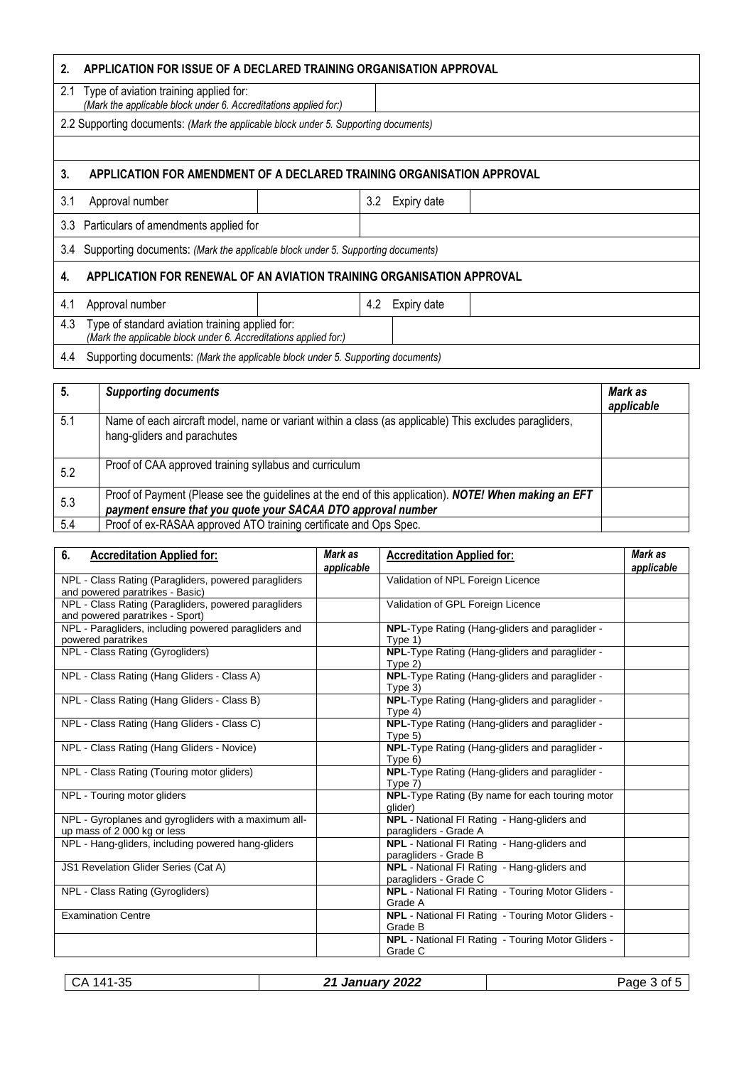## 2. APPLICATION FOR ISSUE OF A DECLARED TRAINING ORGANISATION APPROVAL

| | |
|---|---|
| 2.1 Type of aviation training applied for: *(Mark the applicable block under 6. Accreditations applied for:)* | |
| 2.2 Supporting documents: *(Mark the applicable block under 5. Supporting documents)* | |

## 3. APPLICATION FOR AMENDMENT OF A DECLARED TRAINING ORGANISATION APPROVAL

| | | | |
|---|---|---|---|
| 3.1 Approval number | | 3.2 Expiry date | |
| 3.3 Particulars of amendments applied for | | | |
| 3.4 Supporting documents: *(Mark the applicable block under 5. Supporting documents)* | | | |

## 4. APPLICATION FOR RENEWAL OF AN AVIATION TRAINING ORGANISATION APPROVAL

| | | | |
|---|---|---|---|
| 4.1 Approval number | | 4.2 Expiry date | |
| 4.3 Type of standard aviation training applied for: *(Mark the applicable block under 6. Accreditations applied for:)* | | | |
| 4.4 Supporting documents: *(Mark the applicable block under 5. Supporting documents)* | | | |

| 5. | *Supporting documents* | *Mark as applicable* |
|---|---|---|
| 5.1 | Name of each aircraft model, name or variant within a class (as applicable) This excludes paragliders, hang-gliders and parachutes | |
| 5.2 | Proof of CAA approved training syllabus and curriculum | |
| 5.3 | Proof of Payment (Please see the guidelines at the end of this application). ***NOTE! When making an EFT payment ensure that you quote your SACAA DTO approval number*** | |
| 5.4 | Proof of ex-RASAA approved ATO training certificate and Ops Spec. | |

| 6. Accreditation Applied for: | *Mark as applicable* | Accreditation Applied for: | *Mark as applicable* |
|---|---|---|---|
| NPL - Class Rating (Paragliders, powered paragliders and powered paratrikes - Basic) | | Validation of NPL Foreign Licence | |
| NPL - Class Rating (Paragliders, powered paragliders and powered paratrikes - Sport) | | Validation of GPL Foreign Licence | |
| NPL - Paragliders, including powered paragliders and powered paratrikes | | **NPL**-Type Rating (Hang-gliders and paraglider - Type 1) | |
| NPL - Class Rating (Gyrogliders) | | **NPL**-Type Rating (Hang-gliders and paraglider - Type 2) | |
| NPL - Class Rating (Hang Gliders - Class A) | | **NPL**-Type Rating (Hang-gliders and paraglider - Type 3) | |
| NPL - Class Rating (Hang Gliders - Class B) | | **NPL**-Type Rating (Hang-gliders and paraglider - Type 4) | |
| NPL - Class Rating (Hang Gliders - Class C) | | **NPL**-Type Rating (Hang-gliders and paraglider - Type 5) | |
| NPL - Class Rating (Hang Gliders - Novice) | | **NPL**-Type Rating (Hang-gliders and paraglider - Type 6) | |
| NPL - Class Rating (Touring motor gliders) | | **NPL**-Type Rating (Hang-gliders and paraglider - Type 7) | |
| NPL - Touring motor gliders | | **NPL**-Type Rating (By name for each touring motor glider) | |
| NPL - Gyroplanes and gyrogliders with a maximum all-up mass of 2 000 kg or less | | **NPL** - National FI Rating - Hang-gliders and paragliders - Grade A | |
| NPL - Hang-gliders, including powered hang-gliders | | **NPL** - National FI Rating - Hang-gliders and paragliders - Grade B | |
| JS1 Revelation Glider Series (Cat A) | | **NPL** - National FI Rating - Hang-gliders and paragliders - Grade C | |
| NPL - Class Rating (Gyrogliders) | | **NPL** - National FI Rating - Touring Motor Gliders - Grade A | |
| Examination Centre | | **NPL** - National FI Rating - Touring Motor Gliders - Grade B | |
| | | **NPL** - National FI Rating - Touring Motor Gliders - Grade C | |

CA 141-35 | *21 January 2022*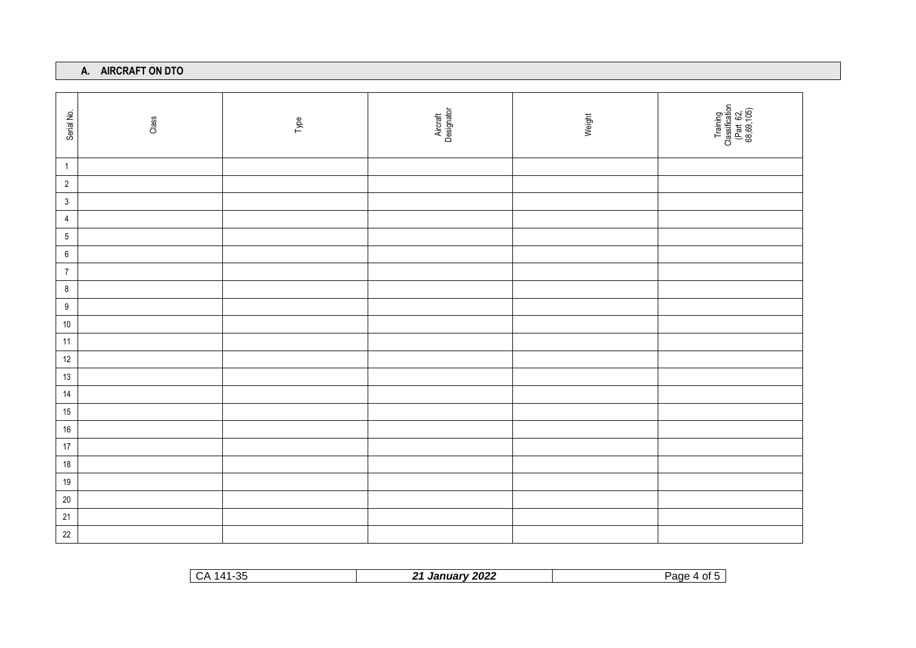## A. AIRCRAFT ON DTO

| Serial No. | Class | Type | Aircraft Designator | Weight | Training Classification (Part 62, 68,69,105) |
|---|---|---|---|---|---|
| 1 | | | | | |
| 2 | | | | | |
| 3 | | | | | |
| 4 | | | | | |
| 5 | | | | | |
| 6 | | | | | |
| 7 | | | | | |
| 8 | | | | | |
| 9 | | | | | |
| 10 | | | | | |
| 11 | | | | | |
| 12 | | | | | |
| 13 | | | | | |
| 14 | | | | | |
| 15 | | | | | |
| 16 | | | | | |
| 17 | | | | | |
| 18 | | | | | |
| 19 | | | | | |
| 20 | | | | | |
| 21 | | | | | |
| 22 | | | | | |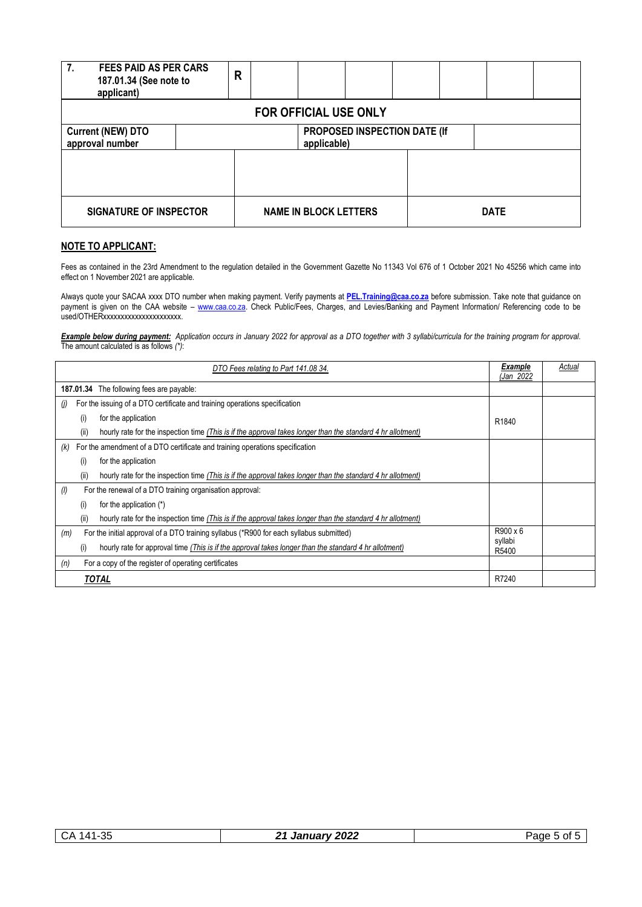| 7. FEES PAID AS PER CARS 187.01.34 (See note to applicant) | R | | | | | | | |
|---|---|---|---|---|---|---|---|---|

| FOR OFFICIAL USE ONLY | | | |
|---|---|---|---|
| **Current (NEW) DTO approval number** | | **PROPOSED INSPECTION DATE (If applicable)** | |
| | | | |
| **SIGNATURE OF INSPECTOR** | **NAME IN BLOCK LETTERS** | | **DATE** |

## NOTE TO APPLICANT:

Fees as contained in the 23rd Amendment to the regulation detailed in the Government Gazette No 11343 Vol 676 of 1 October 2021 No 45256 which came into effect on 1 November 2021 are applicable.

Always quote your SACAA xxxx DTO number when making payment. Verify payments at **PEL.Training@caa.co.za** before submission. Take note that guidance on payment is given on the CAA website – www.caa.co.za. Check Public/Fees, Charges, and Levies/Banking and Payment Information/ Referencing code to be used/OTHERxxxxxxxxxxxxxxxxxxxxxx.

***Example below during payment:*** *Application occurs in January 2022 for approval as a DTO together with 3 syllabi/curricula for the training program for approval.* The amount calculated is as follows *(\*)*:

| *DTO Fees relating to Part 141.08 34.* | ***Example (Jan 2022*** | *Actual* |
|---|---|---|
| **187.01.34** The following fees are payable: | | |
| *(j)* For the issuing of a DTO certificate and training operations specification | | |
| (i) for the application | R1840 | |
| (ii) hourly rate for the inspection time *(This is if the approval takes longer than the standard 4 hr allotment)* | | |
| *(k)* For the amendment of a DTO certificate and training operations specification | | |
| (i) for the application | | |
| (ii) hourly rate for the inspection time *(This is if the approval takes longer than the standard 4 hr allotment)* | | |
| *(l)* For the renewal of a DTO training organisation approval: | | |
| (i) for the application (*) | | |
| (ii) hourly rate for the inspection time *(This is if the approval takes longer than the standard 4 hr allotment)* | | |
| *(m)* For the initial approval of a DTO training syllabus (*R900 for each syllabus submitted) | R900 x 6 syllabi | |
| (i) hourly rate for approval time *(This is if the approval takes longer than the standard 4 hr allotment)* | R5400 | |
| *(n)* For a copy of the register of operating certificates | | |
| ***TOTAL*** | R7240 | |